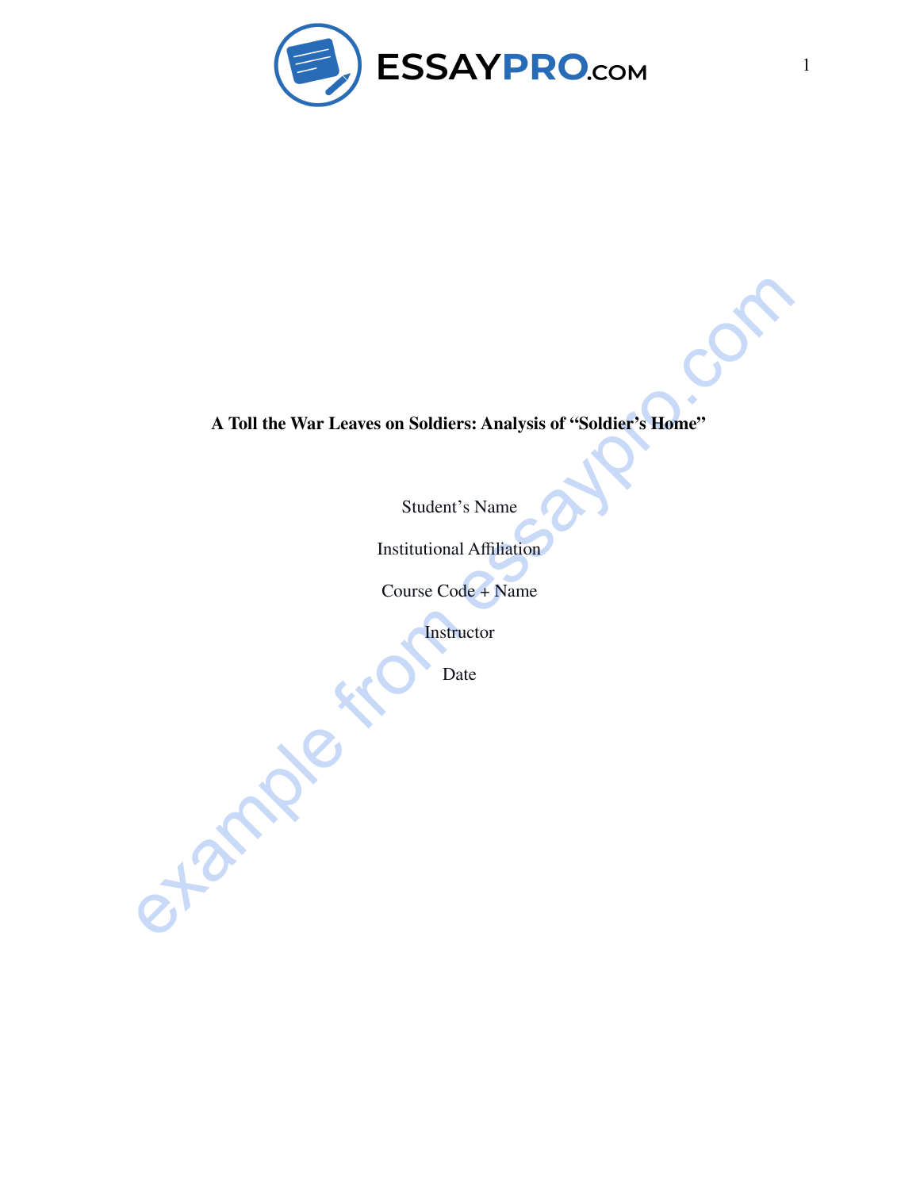**A Toll the War Leaves on Soldiers: Analysis of "Soldier's Home"**

Student's Name

Institutional Affiliation

Course Code + Name

Instructor

Date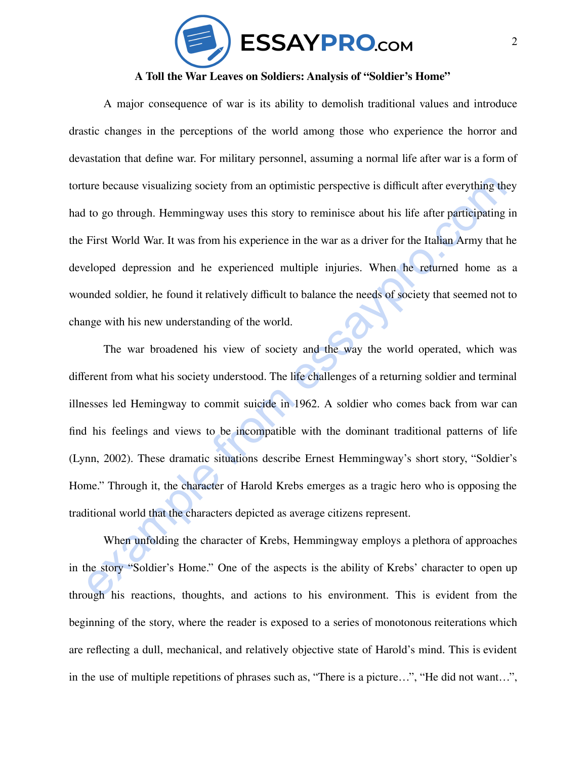**A Toll the War Leaves on Soldiers: Analysis of "Soldier's Home"**

A major consequence of war is its ability to demolish traditional values and introduce drastic changes in the perceptions of the world among those who experience the horror and devastation that define war. For military personnel, assuming a normal life after war is a form of torture because visualizing society from an optimistic perspective is difficult after everything they had to go through. Hemmingway uses this story to reminisce about his life after participating in the First World War. It was from his experience in the war as a driver for the Italian Army that he developed depression and he experienced multiple injuries. When he returned home as a wounded soldier, he found it relatively difficult to balance the needs of society that seemed not to change with his new understanding of the world.

The war broadened his view of society and the way the world operated, which was different from what his society understood. The life challenges of a returning soldier and terminal illnesses led Hemingway to commit suicide in 1962. A soldier who comes back from war can find his feelings and views to be incompatible with the dominant traditional patterns of life (Lynn, 2002). These dramatic situations describe Ernest Hemmingway's short story, "Soldier's Home." Through it, the character of Harold Krebs emerges as a tragic hero who is opposing the traditional world that the characters depicted as average citizens represent.

When unfolding the character of Krebs, Hemmingway employs a plethora of approaches in the story "Soldier's Home." One of the aspects is the ability of Krebs' character to open up through his reactions, thoughts, and actions to his environment. This is evident from the beginning of the story, where the reader is exposed to a series of monotonous reiterations which are reflecting a dull, mechanical, and relatively objective state of Harold's mind. This is evident in the use of multiple repetitions of phrases such as, "There is a picture…", "He did not want…",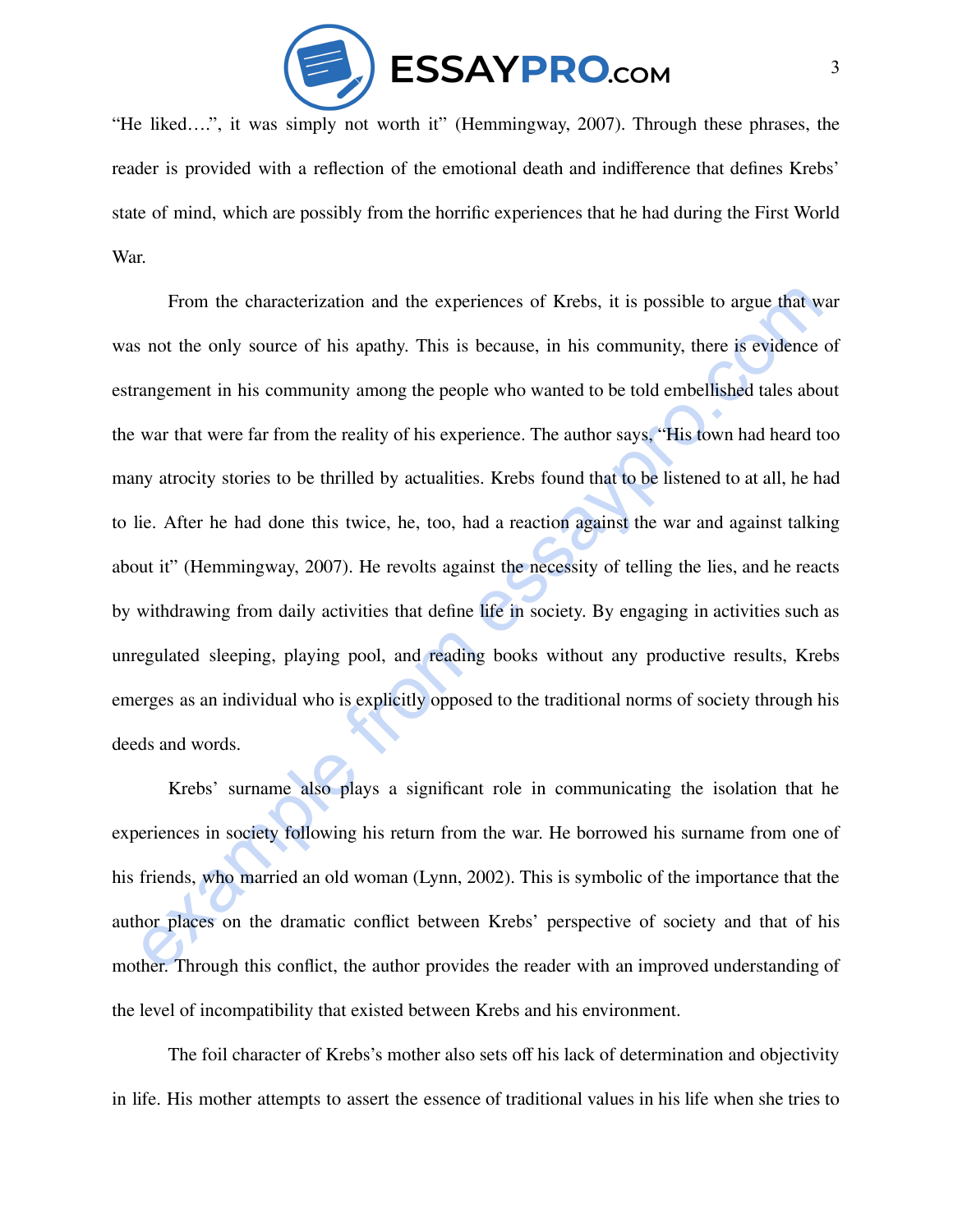"He liked….", it was simply not worth it" (Hemmingway, 2007). Through these phrases, the reader is provided with a reflection of the emotional death and indifference that defines Krebs' state of mind, which are possibly from the horrific experiences that he had during the First World War.

From the characterization and the experiences of Krebs, it is possible to argue that war was not the only source of his apathy. This is because, in his community, there is evidence of estrangement in his community among the people who wanted to be told embellished tales about the war that were far from the reality of his experience. The author says, "His town had heard too many atrocity stories to be thrilled by actualities. Krebs found that to be listened to at all, he had to lie. After he had done this twice, he, too, had a reaction against the war and against talking about it" (Hemmingway, 2007). He revolts against the necessity of telling the lies, and he reacts by withdrawing from daily activities that define life in society. By engaging in activities such as unregulated sleeping, playing pool, and reading books without any productive results, Krebs emerges as an individual who is explicitly opposed to the traditional norms of society through his deeds and words.

Krebs' surname also plays a significant role in communicating the isolation that he experiences in society following his return from the war. He borrowed his surname from one of his friends, who married an old woman (Lynn, 2002). This is symbolic of the importance that the author places on the dramatic conflict between Krebs' perspective of society and that of his mother. Through this conflict, the author provides the reader with an improved understanding of the level of incompatibility that existed between Krebs and his environment.

The foil character of Krebs's mother also sets off his lack of determination and objectivity in life. His mother attempts to assert the essence of traditional values in his life when she tries to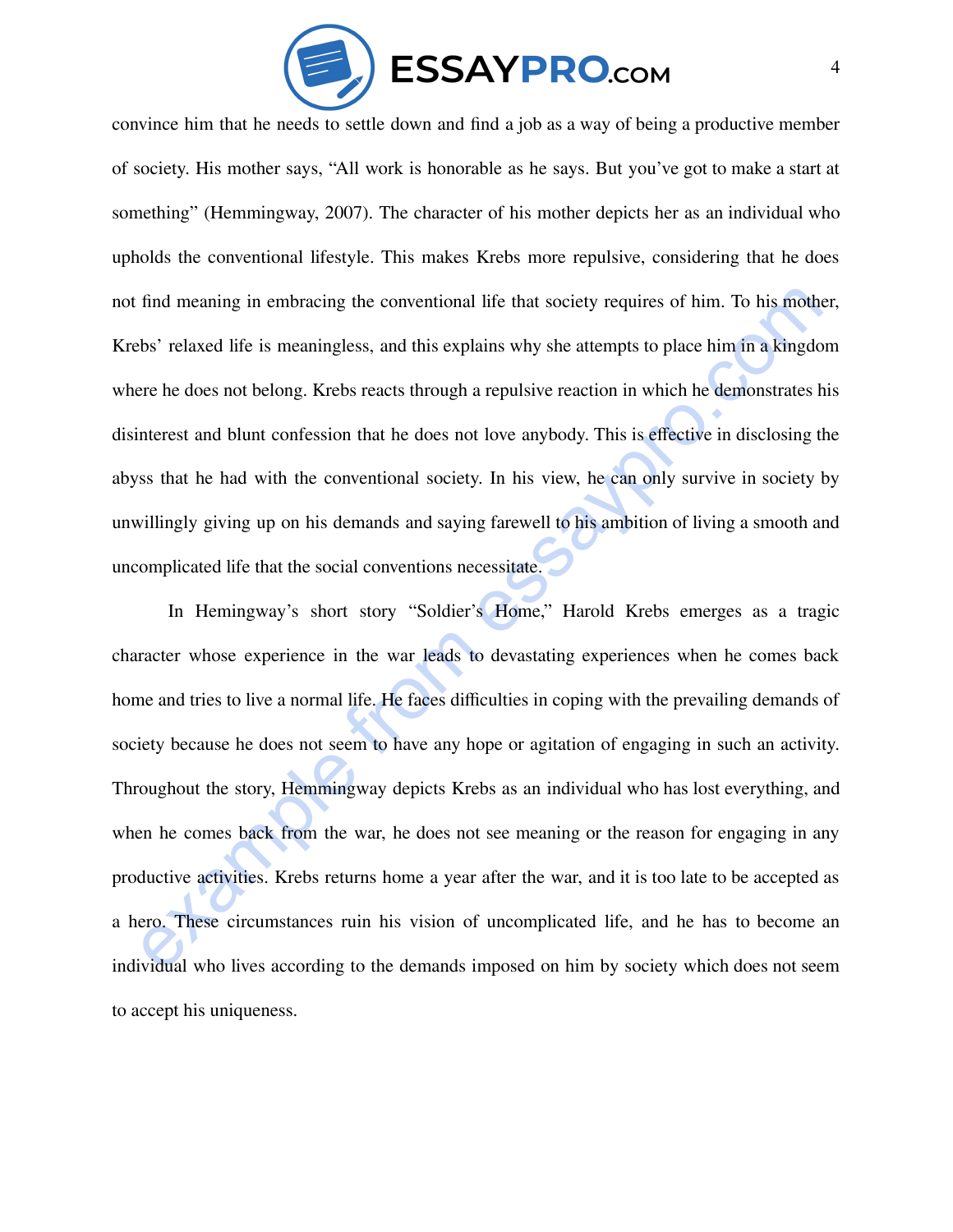convince him that he needs to settle down and find a job as a way of being a productive member of society. His mother says, "All work is honorable as he says. But you've got to make a start at something" (Hemmingway, 2007). The character of his mother depicts her as an individual who upholds the conventional lifestyle. This makes Krebs more repulsive, considering that he does not find meaning in embracing the conventional life that society requires of him. To his mother, Krebs' relaxed life is meaningless, and this explains why she attempts to place him in a kingdom where he does not belong. Krebs reacts through a repulsive reaction in which he demonstrates his disinterest and blunt confession that he does not love anybody. This is effective in disclosing the abyss that he had with the conventional society. In his view, he can only survive in society by unwillingly giving up on his demands and saying farewell to his ambition of living a smooth and uncomplicated life that the social conventions necessitate.

In Hemingway's short story "Soldier's Home," Harold Krebs emerges as a tragic character whose experience in the war leads to devastating experiences when he comes back home and tries to live a normal life. He faces difficulties in coping with the prevailing demands of society because he does not seem to have any hope or agitation of engaging in such an activity. Throughout the story, Hemmingway depicts Krebs as an individual who has lost everything, and when he comes back from the war, he does not see meaning or the reason for engaging in any productive activities. Krebs returns home a year after the war, and it is too late to be accepted as a hero. These circumstances ruin his vision of uncomplicated life, and he has to become an individual who lives according to the demands imposed on him by society which does not seem to accept his uniqueness.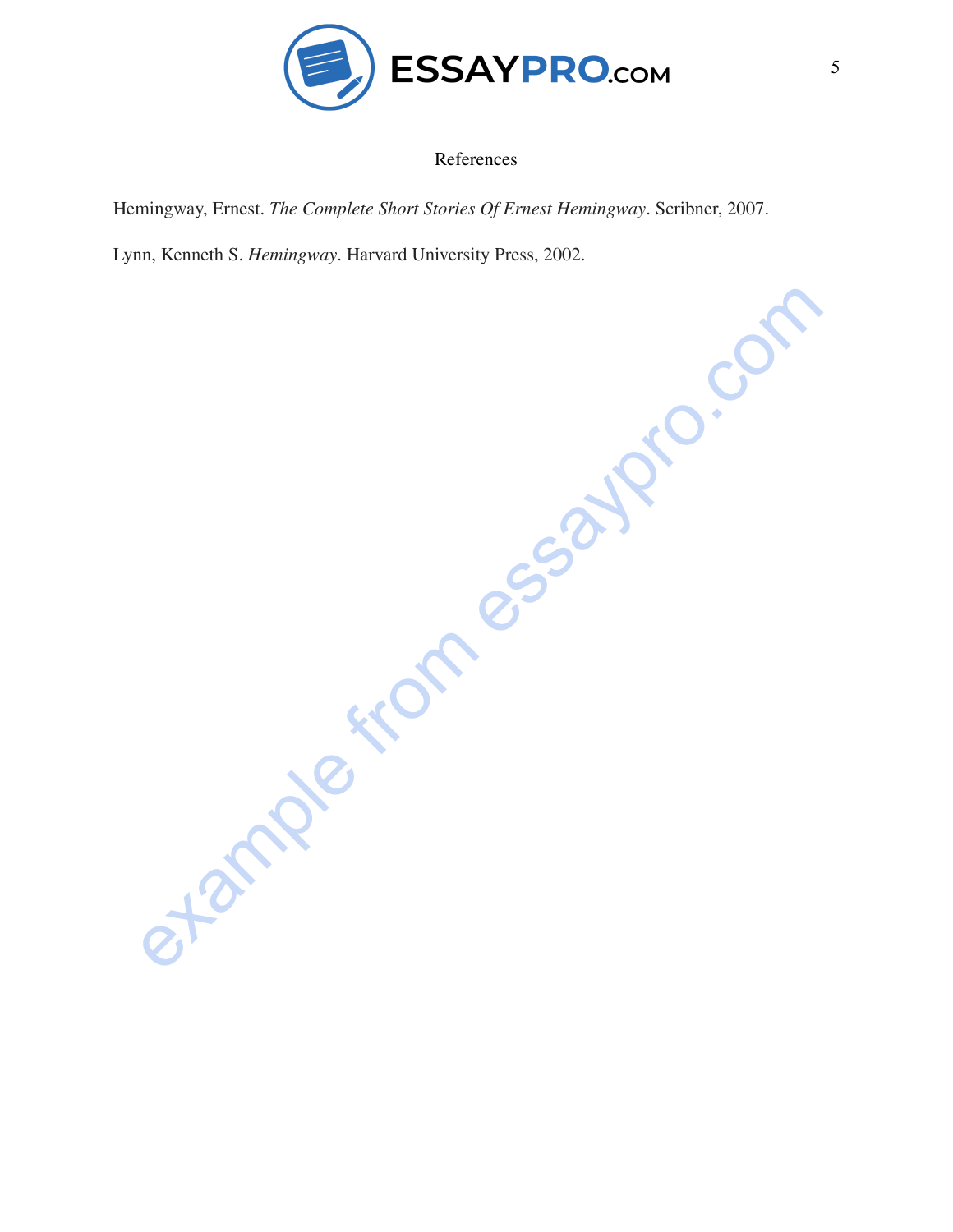# References

Hemingway, Ernest. *The Complete Short Stories Of Ernest Hemingway*. Scribner, 2007.

Lynn, Kenneth S. *Hemingway*. Harvard University Press, 2002.